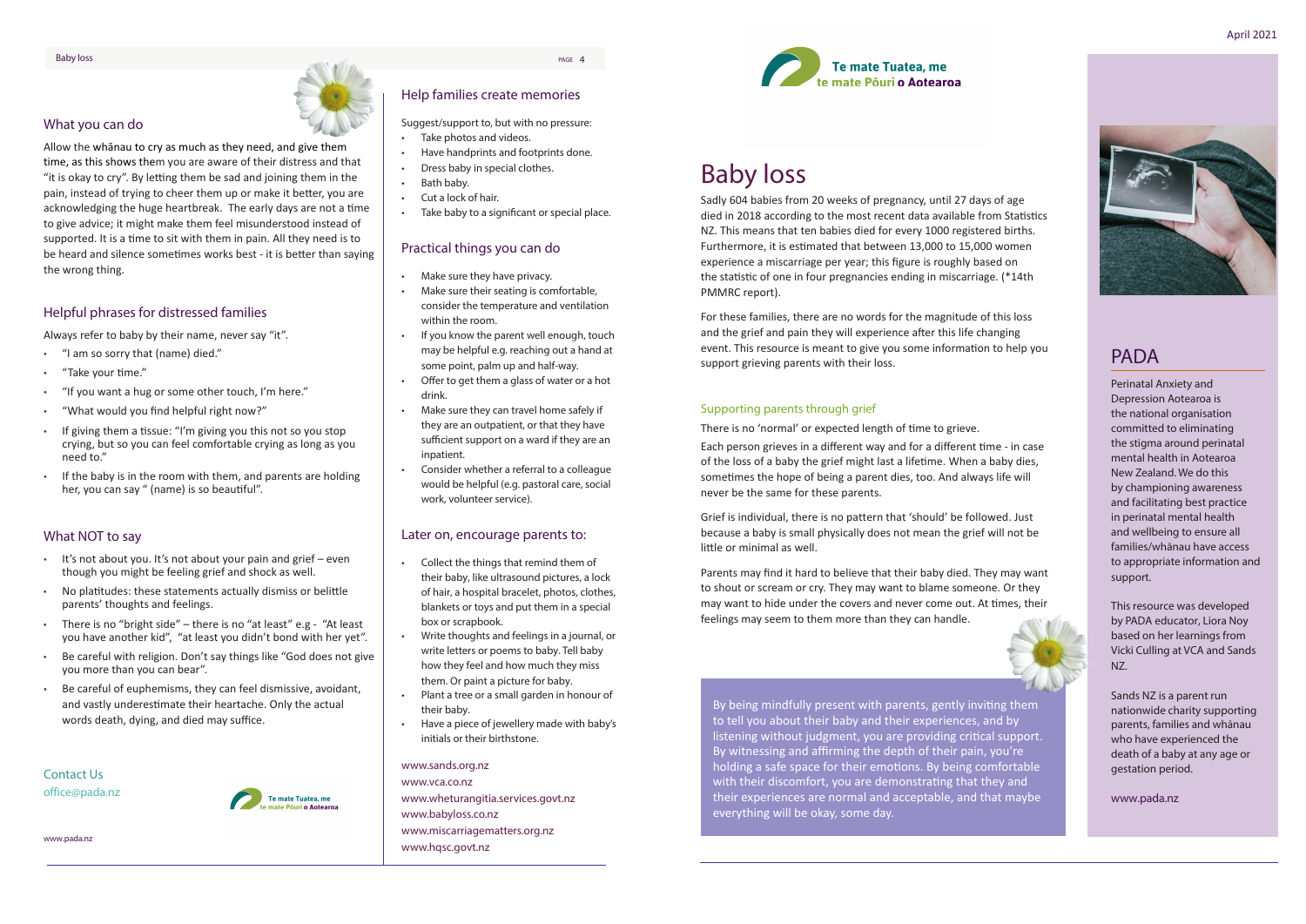# Baby loss

Sadly 604 babies from 20 weeks of pregnancy, until 27 days of age died in 2018 according to the most recent data available from Statistics NZ. This means that ten babies died for every 1000 registered births. Furthermore, it is estimated that between 13,000 to 15,000 women experience a miscarriage per year; this figure is roughly based on the statistic of one in four pregnancies ending in miscarriage. (*14th PMMRC report).

For these families, there are no words for the magnitude of this loss and the grief and pain they will experience after this life changing event. This resource is meant to give you some information to help you support grieving parents with their loss.

### Supporting parents through grief

There is no 'normal' or expected length of time to grieve.

Each person grieves in a different way and for a different time - in case of the loss of a baby the grief might last a lifetime. When a baby dies, sometimes the hope of being a parent dies, too. And always life will never be the same for these parents.

Grief is individual, there is no pattern that 'should' be followed. Just because a baby is small physically does not mean the grief will not be little or minimal as well.

Parents may find it hard to believe that their baby died. They may want to shout or scream or cry. They may want to blame someone. Or they may want to hide under the covers and never come out. At times, their feelings may seem to them more than they can handle.

By being mindfully present with parents, gently inviting them to tell you about their baby and their experiences, and by listening without judgment, you are providing critical support. By witnessing and affirming the depth of their pain, you're holding a safe space for their emotions. By being comfortable with their discomfort, you are demonstrating that they and their experiences are normal and acceptable, and that maybe everything will be okay, some day.

## PADA

Perinatal Anxiety and Depression Aotearoa is the national organisation committed to eliminating the stigma around perinatal mental health in Aotearoa New Zealand. We do this by championing awareness and facilitating best practice in perinatal mental health and wellbeing to ensure all families/whānau have access to appropriate information and support.

This resource was developed by PADA educator, Liora Noy based on her learnings from Vicki Culling at VCA and Sands NZ.

Sands NZ is a parent run nationwide charity supporting parents, families and whānau who have experienced the death of a baby at any age or gestation period.

www.pada.nz

### What you can do

Allow the whānau to cry as much as they need, and give them time, as this shows them you are aware of their distress and that "it is okay to cry". By letting them be sad and joining them in the pain, instead of trying to cheer them up or make it better, you are acknowledging the huge heartbreak. The early days are not a time to give advice; it might make them feel misunderstood instead of supported. It is a time to sit with them in pain. All they need is to be heard and silence sometimes works best - it is better than saying the wrong thing.

### Helpful phrases for distressed families

Always refer to baby by their name, never say "it".

- "I am so sorry that (name) died."
- "Take your time."
- "If you want a hug or some other touch, I'm here."
- "What would you find helpful right now?"
- If giving them a tissue: "I'm giving you this not so you stop crying, but so you can feel comfortable crying as long as you need to."
- If the baby is in the room with them, and parents are holding her, you can say " (name) is so beautiful".

### What NOT to say

- It's not about you. It's not about your pain and grief – even though you might be feeling grief and shock as well.
- No platitudes: these statements actually dismiss or belittle parents' thoughts and feelings.
- There is no "bright side" – there is no "at least" e.g - "At least you have another kid", "at least you didn't bond with her yet".
- Be careful with religion. Don't say things like "God does not give you more than you can bear".
- Be careful of euphemisms, they can feel dismissive, avoidant, and vastly underestimate their heartache. Only the actual words death, dying, and died may suffice.

### Contact Us

office@pada.nz

### Help families create memories

Suggest/support to, but with no pressure:

- Take photos and videos.
- Have handprints and footprints done.
- Dress baby in special clothes.
- Bath baby.
- Cut a lock of hair.
- Take baby to a significant or special place.

### Practical things you can do

- Make sure they have privacy.
- Make sure their seating is comfortable, consider the temperature and ventilation within the room.
- If you know the parent well enough, touch may be helpful e.g. reaching out a hand at some point, palm up and half-way.
- Offer to get them a glass of water or a hot drink.
- Make sure they can travel home safely if they are an outpatient, or that they have sufficient support on a ward if they are an inpatient.
- Consider whether a referral to a colleague would be helpful (e.g. pastoral care, social work, volunteer service).

### Later on, encourage parents to:

- Collect the things that remind them of their baby, like ultrasound pictures, a lock of hair, a hospital bracelet, photos, clothes, blankets or toys and put them in a special box or scrapbook.
- Write thoughts and feelings in a journal, or write letters or poems to baby. Tell baby how they feel and how much they miss them. Or paint a picture for baby.
- Plant a tree or a small garden in honour of their baby.
- Have a piece of jewellery made with baby's initials or their birthstone.

www.sands.org.nz
www.vca.co.nz
www.wheturangitia.services.govt.nz
www.babyloss.co.nz
www.miscarriagematters.org.nz
www.hqsc.govt.nz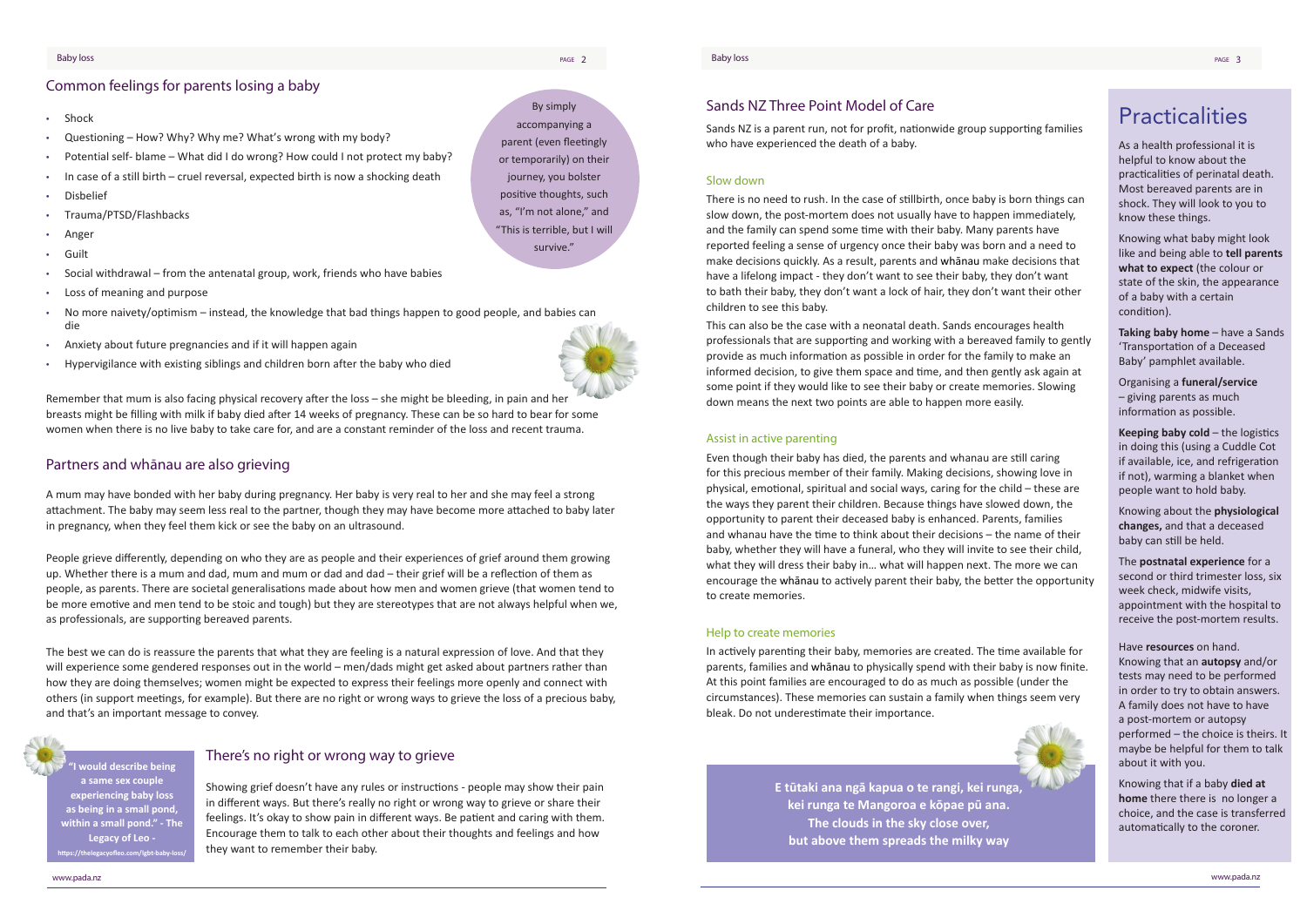## Common feelings for parents losing a baby

- Shock
- Questioning – How? Why? Why me? What's wrong with my body?
- Potential self- blame – What did I do wrong? How could I not protect my baby?
- In case of a still birth – cruel reversal, expected birth is now a shocking death
- Disbelief
- Trauma/PTSD/Flashbacks
- Anger
- Guilt
- Social withdrawal – from the antenatal group, work, friends who have babies
- Loss of meaning and purpose
- No more naivety/optimism – instead, the knowledge that bad things happen to good people, and babies can die
- Anxiety about future pregnancies and if it will happen again
- Hypervigilance with existing siblings and children born after the baby who died

By simply accompanying a parent (even fleetingly or temporarily) on their journey, you bolster positive thoughts, such as, "I'm not alone," and "This is terrible, but I will survive."

Remember that mum is also facing physical recovery after the loss – she might be bleeding, in pain and her breasts might be filling with milk if baby died after 14 weeks of pregnancy. These can be so hard to bear for some women when there is no live baby to take care for, and are a constant reminder of the loss and recent trauma.

## Partners and whānau are also grieving

A mum may have bonded with her baby during pregnancy. Her baby is very real to her and she may feel a strong attachment. The baby may seem less real to the partner, though they may have become more attached to baby later in pregnancy, when they feel them kick or see the baby on an ultrasound.

People grieve differently, depending on who they are as people and their experiences of grief around them growing up. Whether there is a mum and dad, mum and mum or dad and dad – their grief will be a reflection of them as people, as parents. There are societal generalisations made about how men and women grieve (that women tend to be more emotive and men tend to be stoic and tough) but they are stereotypes that are not always helpful when we, as professionals, are supporting bereaved parents.

The best we can do is reassure the parents that what they are feeling is a natural expression of love. And that they will experience some gendered responses out in the world – men/dads might get asked about partners rather than how they are doing themselves; women might be expected to express their feelings more openly and connect with others (in support meetings, for example). But there are no right or wrong ways to grieve the loss of a precious baby, and that's an important message to convey.

**"I would describe being a same sex couple experiencing baby loss as being in a small pond, within a small pond." - The Legacy of Leo -**
https://thelegacyofleo.com/lgbt-baby-loss/

## There's no right or wrong way to grieve

Showing grief doesn't have any rules or instructions - people may show their pain in different ways. But there's really no right or wrong way to grieve or share their feelings. It's okay to show pain in different ways. Be patient and caring with them. Encourage them to talk to each other about their thoughts and feelings and how they want to remember their baby.

## Sands NZ Three Point Model of Care

Sands NZ is a parent run, not for profit, nationwide group supporting families who have experienced the death of a baby.

### Slow down

There is no need to rush. In the case of stillbirth, once baby is born things can slow down, the post-mortem does not usually have to happen immediately, and the family can spend some time with their baby. Many parents have reported feeling a sense of urgency once their baby was born and a need to make decisions quickly. As a result, parents and whānau make decisions that have a lifelong impact - they don't want to see their baby, they don't want to bath their baby, they don't want a lock of hair, they don't want their other children to see this baby.

This can also be the case with a neonatal death. Sands encourages health professionals that are supporting and working with a bereaved family to gently provide as much information as possible in order for the family to make an informed decision, to give them space and time, and then gently ask again at some point if they would like to see their baby or create memories. Slowing down means the next two points are able to happen more easily.

### Assist in active parenting

Even though their baby has died, the parents and whanau are still caring for this precious member of their family. Making decisions, showing love in physical, emotional, spiritual and social ways, caring for the child – these are the ways they parent their children. Because things have slowed down, the opportunity to parent their deceased baby is enhanced. Parents, families and whanau have the time to think about their decisions – the name of their baby, whether they will have a funeral, who they will invite to see their child, what they will dress their baby in… what will happen next. The more we can encourage the whānau to actively parent their baby, the better the opportunity to create memories.

### Help to create memories

In actively parenting their baby, memories are created. The time available for parents, families and whānau to physically spend with their baby is now finite. At this point families are encouraged to do as much as possible (under the circumstances). These memories can sustain a family when things seem very bleak. Do not underestimate their importance.

**E tūtaki ana ngā kapua o te rangi, kei runga, kei runga te Mangoroa e kōpae pū ana.**
**The clouds in the sky close over, but above them spreads the milky way**

# Practicalities

As a health professional it is helpful to know about the practicalities of perinatal death. Most bereaved parents are in shock. They will look to you to know these things.

Knowing what baby might look like and being able to **tell parents what to expect** (the colour or state of the skin, the appearance of a baby with a certain condition).

**Taking baby home** – have a Sands 'Transportation of a Deceased Baby' pamphlet available.

Organising a **funeral/service** – giving parents as much information as possible.

**Keeping baby cold** – the logistics in doing this (using a Cuddle Cot if available, ice, and refrigeration if not), warming a blanket when people want to hold baby.

Knowing about the **physiological changes,** and that a deceased baby can still be held.

The **postnatal experience** for a second or third trimester loss, six week check, midwife visits, appointment with the hospital to receive the post-mortem results.

Have **resources** on hand. Knowing that an **autopsy** and/or tests may need to be performed in order to try to obtain answers. A family does not have to have a post-mortem or autopsy performed – the choice is theirs. It maybe be helpful for them to talk about it with you.

Knowing that if a baby **died at home** there there is no longer a choice, and the case is transferred automatically to the coroner.